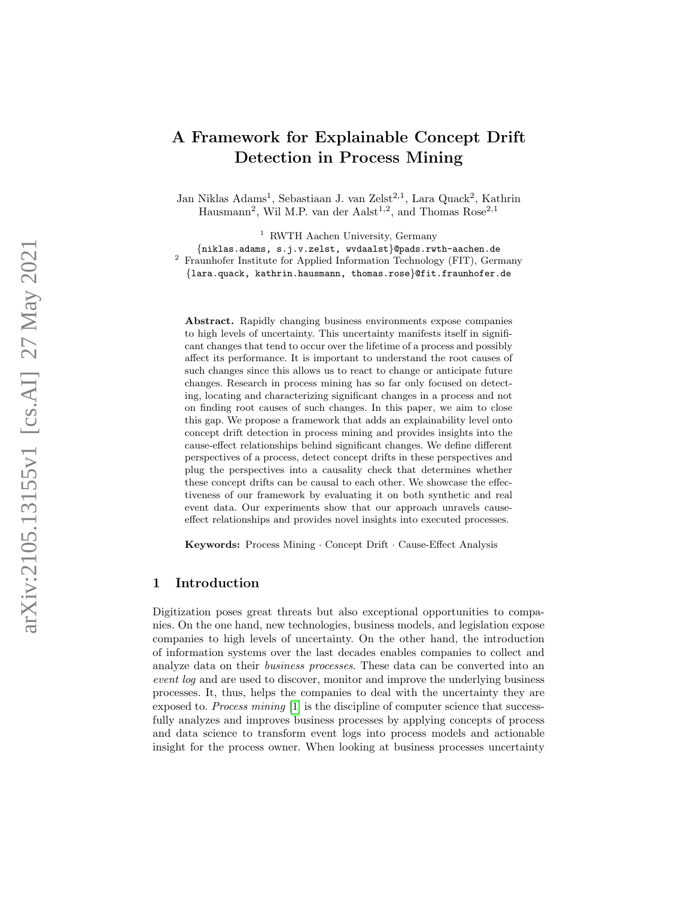# A Framework for Explainable Concept Drift Detection in Process Mining

Jan Niklas Adams[1], Sebastiaan J. van Zelst[2,1], Lara Quack[2], Kathrin Hausmann[2], Wil M.P. van der Aalst[1,2], and Thomas Rose[2,1]

[1] RWTH Aachen University, Germany
{niklas.adams, s.j.v.zelst, wvdaalst}@pads.rwth-aachen.de
[2] Fraunhofer Institute for Applied Information Technology (FIT), Germany
{lara.quack, kathrin.hausmann, thomas.rose}@fit.fraunhofer.de

**Abstract.** Rapidly changing business environments expose companies to high levels of uncertainty. This uncertainty manifests itself in significant changes that tend to occur over the lifetime of a process and possibly affect its performance. It is important to understand the root causes of such changes since this allows us to react to change or anticipate future changes. Research in process mining has so far only focused on detecting, locating and characterizing significant changes in a process and not on finding root causes of such changes. In this paper, we aim to close this gap. We propose a framework that adds an explainability level onto concept drift detection in process mining and provides insights into the cause-effect relationships behind significant changes. We define different perspectives of a process, detect concept drifts in these perspectives and plug the perspectives into a causality check that determines whether these concept drifts can be causal to each other. We showcase the effectiveness of our framework by evaluating it on both synthetic and real event data. Our experiments show that our approach unravels cause-effect relationships and provides novel insights into executed processes.

**Keywords:** Process Mining · Concept Drift · Cause-Effect Analysis

## 1 Introduction

Digitization poses great threats but also exceptional opportunities to companies. On the one hand, new technologies, business models, and legislation expose companies to high levels of uncertainty. On the other hand, the introduction of information systems over the last decades enables companies to collect and analyze data on their *business processes*. These data can be converted into an *event log* and are used to discover, monitor and improve the underlying business processes. It, thus, helps the companies to deal with the uncertainty they are exposed to. *Process mining* [1] is the discipline of computer science that successfully analyzes and improves business processes by applying concepts of process and data science to transform event logs into process models and actionable insight for the process owner. When looking at business processes uncertainty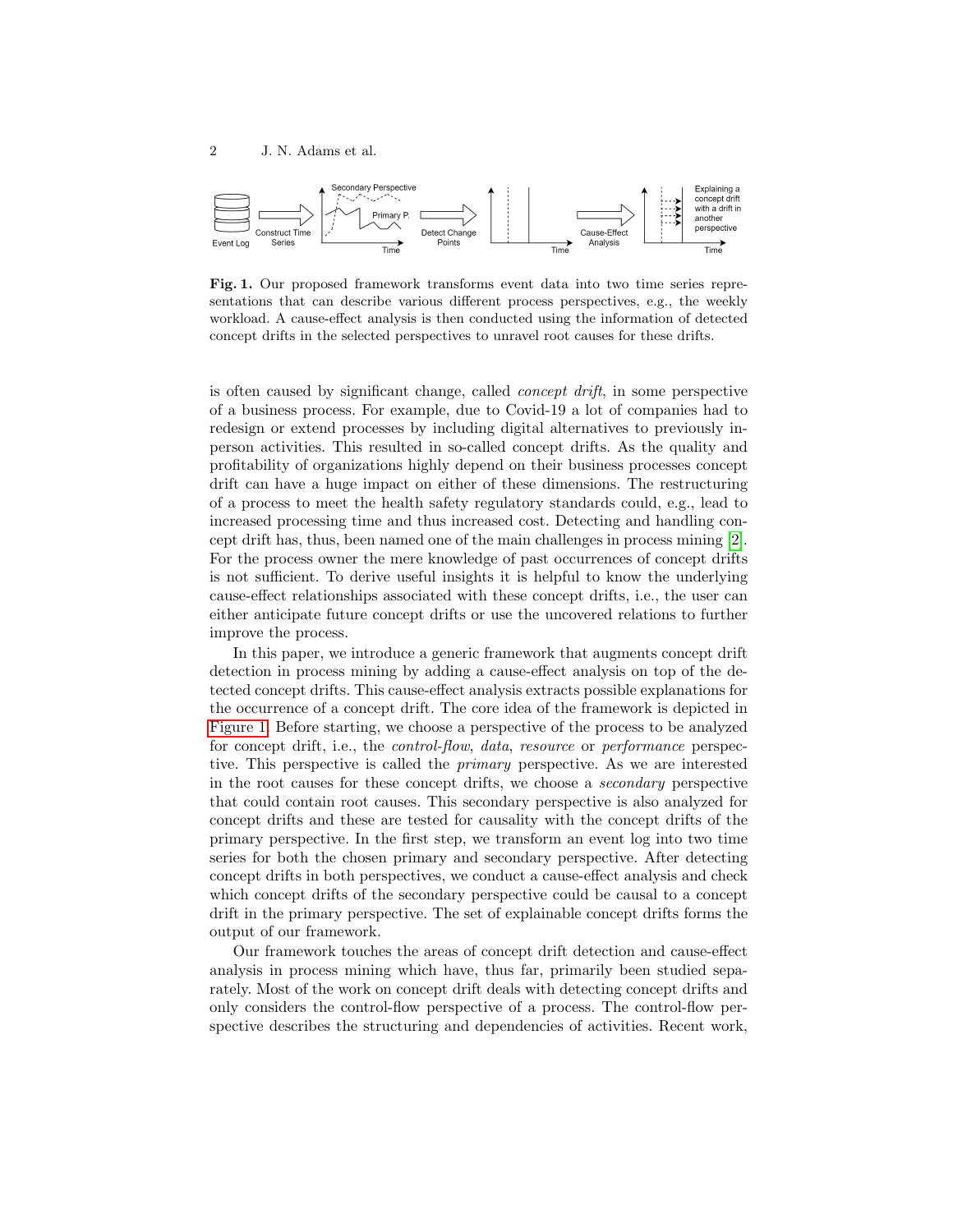**Fig. 1.** Our proposed framework transforms event data into two time series representations that can describe various different process perspectives, e.g., the weekly workload. A cause-effect analysis is then conducted using the information of detected concept drifts in the selected perspectives to unravel root causes for these drifts.

is often caused by significant change, called *concept drift*, in some perspective of a business process. For example, due to Covid-19 a lot of companies had to redesign or extend processes by including digital alternatives to previously in-person activities. This resulted in so-called concept drifts. As the quality and profitability of organizations highly depend on their business processes concept drift can have a huge impact on either of these dimensions. The restructuring of a process to meet the health safety regulatory standards could, e.g., lead to increased processing time and thus increased cost. Detecting and handling concept drift has, thus, been named one of the main challenges in process mining [2]. For the process owner the mere knowledge of past occurrences of concept drifts is not sufficient. To derive useful insights it is helpful to know the underlying cause-effect relationships associated with these concept drifts, i.e., the user can either anticipate future concept drifts or use the uncovered relations to further improve the process.

In this paper, we introduce a generic framework that augments concept drift detection in process mining by adding a cause-effect analysis on top of the detected concept drifts. This cause-effect analysis extracts possible explanations for the occurrence of a concept drift. The core idea of the framework is depicted in Figure 1. Before starting, we choose a perspective of the process to be analyzed for concept drift, i.e., the *control-flow*, *data*, *resource* or *performance* perspective. This perspective is called the *primary* perspective. As we are interested in the root causes for these concept drifts, we choose a *secondary* perspective that could contain root causes. This secondary perspective is also analyzed for concept drifts and these are tested for causality with the concept drifts of the primary perspective. In the first step, we transform an event log into two time series for both the chosen primary and secondary perspective. After detecting concept drifts in both perspectives, we conduct a cause-effect analysis and check which concept drifts of the secondary perspective could be causal to a concept drift in the primary perspective. The set of explainable concept drifts forms the output of our framework.

Our framework touches the areas of concept drift detection and cause-effect analysis in process mining which have, thus far, primarily been studied separately. Most of the work on concept drift deals with detecting concept drifts and only considers the control-flow perspective of a process. The control-flow perspective describes the structuring and dependencies of activities. Recent work,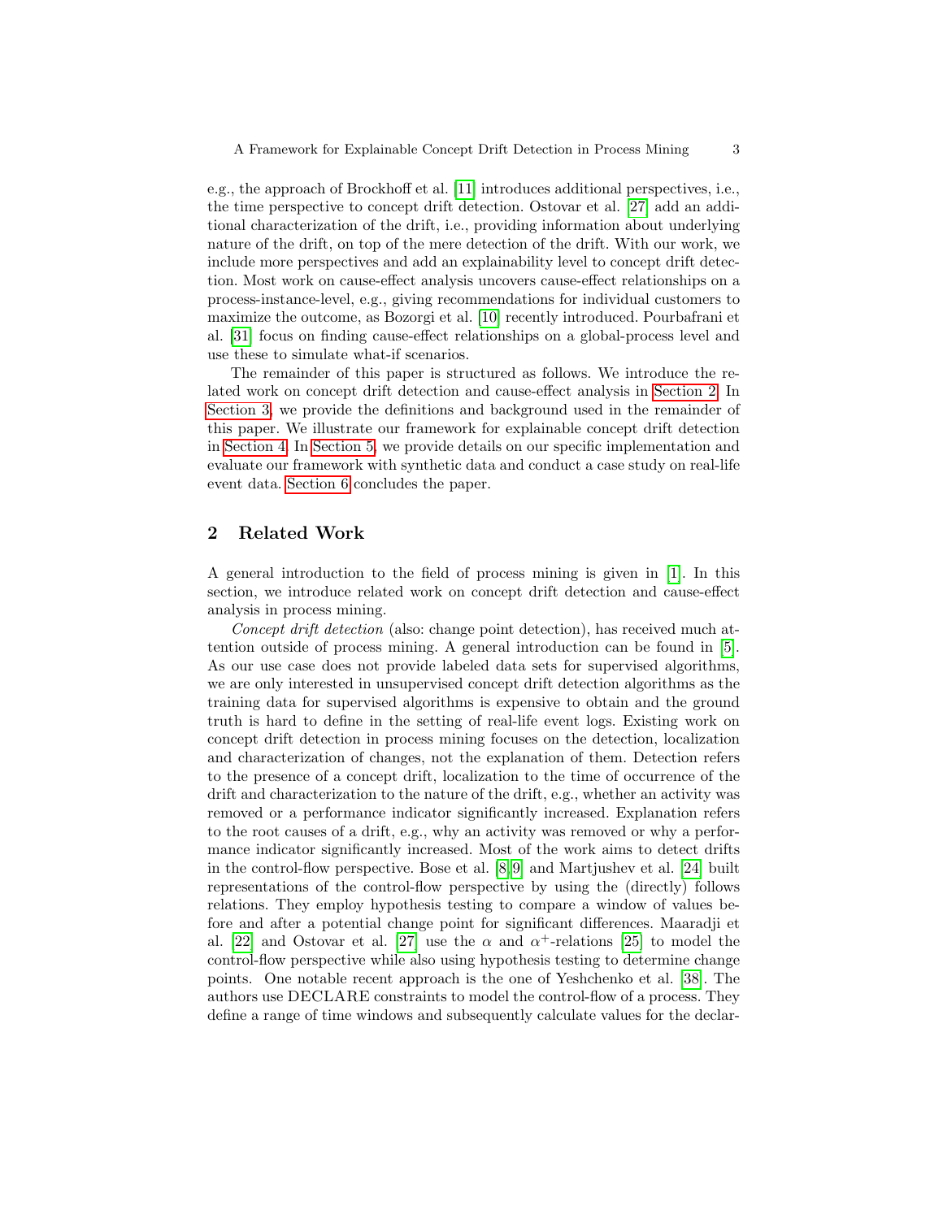e.g., the approach of Brockhoff et al. [11] introduces additional perspectives, i.e., the time perspective to concept drift detection. Ostovar et al. [27] add an additional characterization of the drift, i.e., providing information about underlying nature of the drift, on top of the mere detection of the drift. With our work, we include more perspectives and add an explainability level to concept drift detection. Most work on cause-effect analysis uncovers cause-effect relationships on a process-instance-level, e.g., giving recommendations for individual customers to maximize the outcome, as Bozorgi et al. [10] recently introduced. Pourbafrani et al. [31] focus on finding cause-effect relationships on a global-process level and use these to simulate what-if scenarios.

The remainder of this paper is structured as follows. We introduce the related work on concept drift detection and cause-effect analysis in Section 2. In Section 3, we provide the definitions and background used in the remainder of this paper. We illustrate our framework for explainable concept drift detection in Section 4. In Section 5, we provide details on our specific implementation and evaluate our framework with synthetic data and conduct a case study on real-life event data. Section 6 concludes the paper.

## 2 Related Work

A general introduction to the field of process mining is given in [1]. In this section, we introduce related work on concept drift detection and cause-effect analysis in process mining.

*Concept drift detection* (also: change point detection), has received much attention outside of process mining. A general introduction can be found in [5]. As our use case does not provide labeled data sets for supervised algorithms, we are only interested in unsupervised concept drift detection algorithms as the training data for supervised algorithms is expensive to obtain and the ground truth is hard to define in the setting of real-life event logs. Existing work on concept drift detection in process mining focuses on the detection, localization and characterization of changes, not the explanation of them. Detection refers to the presence of a concept drift, localization to the time of occurrence of the drift and characterization to the nature of the drift, e.g., whether an activity was removed or a performance indicator significantly increased. Explanation refers to the root causes of a drift, e.g., why an activity was removed or why a performance indicator significantly increased. Most of the work aims to detect drifts in the control-flow perspective. Bose et al. [8,9] and Martjushev et al. [24] built representations of the control-flow perspective by using the (directly) follows relations. They employ hypothesis testing to compare a window of values before and after a potential change point for significant differences. Maaradji et al. [22] and Ostovar et al. [27] use the $\alpha$ and $\alpha^{+}$-relations [25] to model the control-flow perspective while also using hypothesis testing to determine change points. One notable recent approach is the one of Yeshchenko et al. [38]. The authors use DECLARE constraints to model the control-flow of a process. They define a range of time windows and subsequently calculate values for the declar-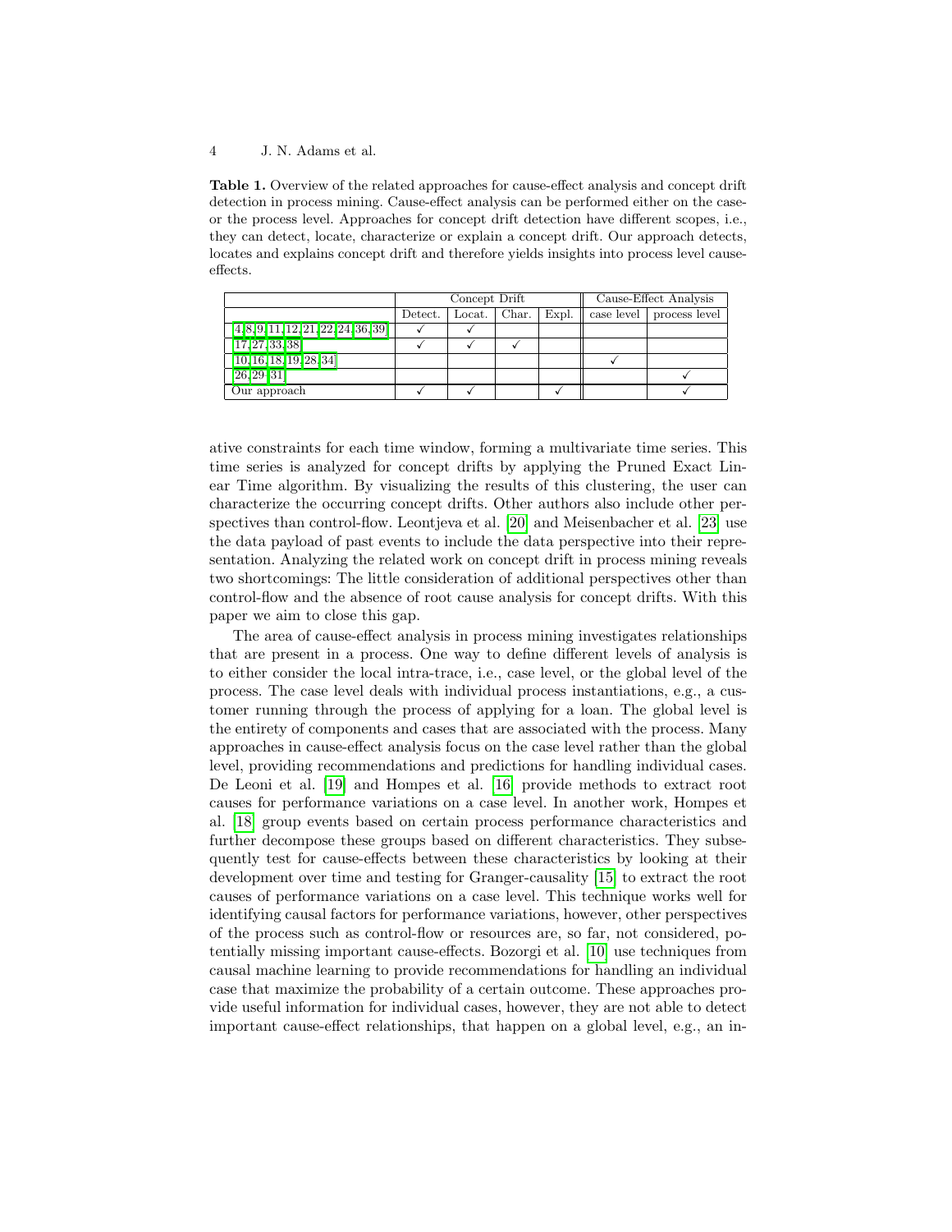**Table 1.** Overview of the related approaches for cause-effect analysis and concept drift detection in process mining. Cause-effect analysis can be performed either on the case- or the process level. Approaches for concept drift detection have different scopes, i.e., they can detect, locate, characterize or explain a concept drift. Our approach detects, locates and explains concept drift and therefore yields insights into process level cause-effects.

| | Concept Drift | | | | Cause-Effect Analysis | |
|---|---|---|---|---|---|---|
| | Detect. | Locat. | Char. | Expl. | case level | process level |
| [4,8,9,11,12,21,22,24,36,39] | ✓ | ✓ | | | | |
| [17,27,33,38] | ✓ | ✓ | ✓ | | | |
| [10,16,18,19,28,34] | | | | | ✓ | |
| [26,29,31] | | | | | | ✓ |
| Our approach | ✓ | ✓ | | ✓ | | ✓ |

ative constraints for each time window, forming a multivariate time series. This time series is analyzed for concept drifts by applying the Pruned Exact Linear Time algorithm. By visualizing the results of this clustering, the user can characterize the occurring concept drifts. Other authors also include other perspectives than control-flow. Leontjeva et al. [20] and Meisenbacher et al. [23] use the data payload of past events to include the data perspective into their representation. Analyzing the related work on concept drift in process mining reveals two shortcomings: The little consideration of additional perspectives other than control-flow and the absence of root cause analysis for concept drifts. With this paper we aim to close this gap.

The area of cause-effect analysis in process mining investigates relationships that are present in a process. One way to define different levels of analysis is to either consider the local intra-trace, i.e., case level, or the global level of the process. The case level deals with individual process instantiations, e.g., a customer running through the process of applying for a loan. The global level is the entirety of components and cases that are associated with the process. Many approaches in cause-effect analysis focus on the case level rather than the global level, providing recommendations and predictions for handling individual cases. De Leoni et al. [19] and Hompes et al. [16] provide methods to extract root causes for performance variations on a case level. In another work, Hompes et al. [18] group events based on certain process performance characteristics and further decompose these groups based on different characteristics. They subsequently test for cause-effects between these characteristics by looking at their development over time and testing for Granger-causality [15] to extract the root causes of performance variations on a case level. This technique works well for identifying causal factors for performance variations, however, other perspectives of the process such as control-flow or resources are, so far, not considered, potentially missing important cause-effects. Bozorgi et al. [10] use techniques from causal machine learning to provide recommendations for handling an individual case that maximize the probability of a certain outcome. These approaches provide useful information for individual cases, however, they are not able to detect important cause-effect relationships, that happen on a global level, e.g., an in-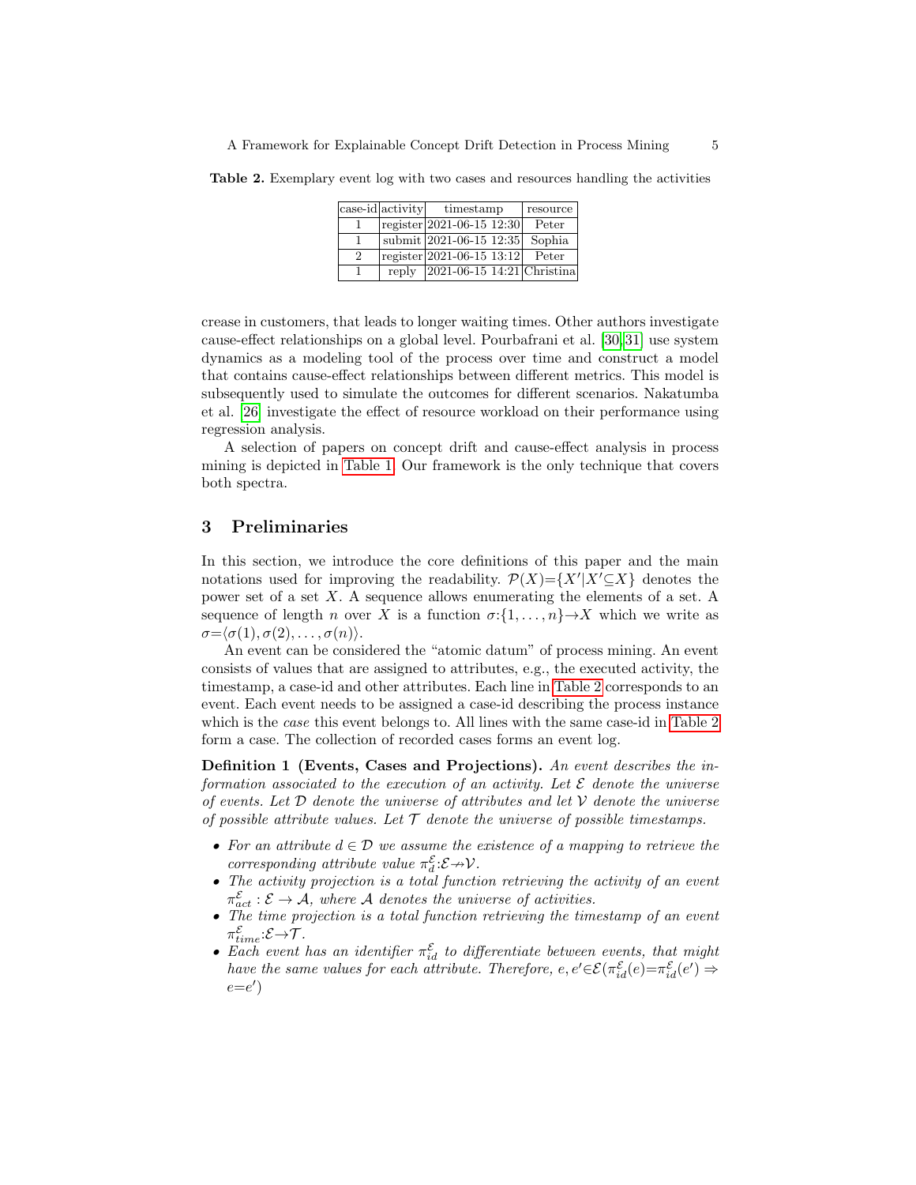Table 2. Exemplary event log with two cases and resources handling the activities

| case-id | activity | timestamp | resource |
|---|---|---|---|
| 1 | register | 2021-06-15 12:30 | Peter |
| 1 | submit | 2021-06-15 12:35 | Sophia |
| 2 | register | 2021-06-15 13:12 | Peter |
| 1 | reply | 2021-06-15 14:21 | Christina |

crease in customers, that leads to longer waiting times. Other authors investigate cause-effect relationships on a global level. Pourbafrani et al. [30,31] use system dynamics as a modeling tool of the process over time and construct a model that contains cause-effect relationships between different metrics. This model is subsequently used to simulate the outcomes for different scenarios. Nakatumba et al. [26] investigate the effect of resource workload on their performance using regression analysis.

A selection of papers on concept drift and cause-effect analysis in process mining is depicted in Table 1. Our framework is the only technique that covers both spectra.

## 3 Preliminaries

In this section, we introduce the core definitions of this paper and the main notations used for improving the readability. $\mathcal{P}(X)=\{X'|X'\subseteq X\}$ denotes the power set of a set $X$. A sequence allows enumerating the elements of a set. A sequence of length $n$ over $X$ is a function $\sigma:\{1,\ldots,n\}\rightarrow X$ which we write as $\sigma=\langle\sigma(1),\sigma(2),\ldots,\sigma(n)\rangle$.

An event can be considered the "atomic datum" of process mining. An event consists of values that are assigned to attributes, e.g., the executed activity, the timestamp, a case-id and other attributes. Each line in Table 2 corresponds to an event. Each event needs to be assigned a case-id describing the process instance which is the *case* this event belongs to. All lines with the same case-id in Table 2 form a case. The collection of recorded cases forms an event log.

**Definition 1 (Events, Cases and Projections).** *An event describes the information associated to the execution of an activity. Let $\mathcal{E}$ denote the universe of events. Let $\mathcal{D}$ denote the universe of attributes and let $\mathcal{V}$ denote the universe of possible attribute values. Let $\mathcal{T}$ denote the universe of possible timestamps.*

- *For an attribute $d\in\mathcal{D}$ we assume the existence of a mapping to retrieve the corresponding attribute value $\pi_d^{\mathcal{E}}:\mathcal{E}\nrightarrow\mathcal{V}$.*
- *The activity projection is a total function retrieving the activity of an event $\pi_{act}^{\mathcal{E}}:\mathcal{E}\rightarrow\mathcal{A}$, where $\mathcal{A}$ denotes the universe of activities.*
- *The time projection is a total function retrieving the timestamp of an event $\pi_{time}^{\mathcal{E}}:\mathcal{E}\rightarrow\mathcal{T}$.*
- *Each event has an identifier $\pi_{id}^{\mathcal{E}}$ to differentiate between events, that might have the same values for each attribute. Therefore, $e,e'\in\mathcal{E}(\pi_{id}^{\mathcal{E}}(e)=\pi_{id}^{\mathcal{E}}(e')\Rightarrow e=e')$*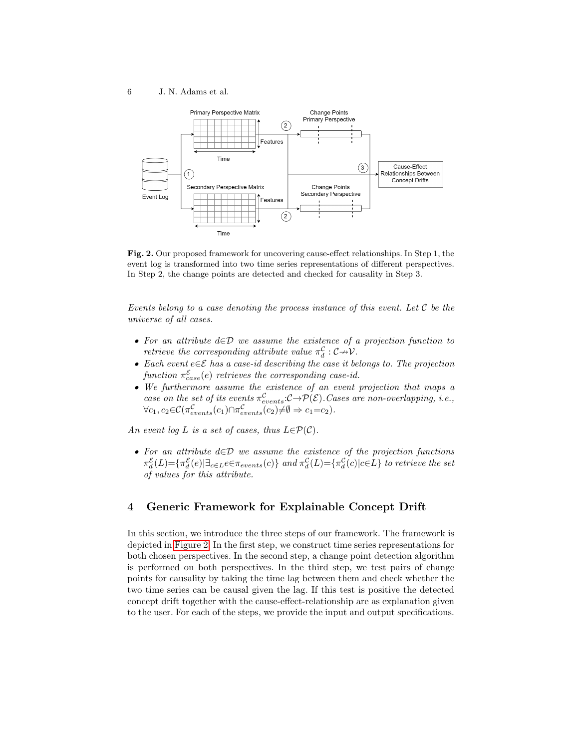**Fig. 2.** Our proposed framework for uncovering cause-effect relationships. In Step 1, the event log is transformed into two time series representations of different perspectives. In Step 2, the change points are detected and checked for causality in Step 3.

*Events belong to a case denoting the process instance of this event. Let $\mathcal{C}$ be the universe of all cases.*

- *For an attribute $d \in \mathcal{D}$ we assume the existence of a projection function to retrieve the corresponding attribute value $\pi_d^{\mathcal{C}} : \mathcal{C} \nrightarrow \mathcal{V}$.*
- *Each event $e \in \mathcal{E}$ has a case-id describing the case it belongs to. The projection function $\pi_{case}^{\mathcal{E}}(e)$ retrieves the corresponding case-id.*
- *We furthermore assume the existence of an event projection that maps a case on the set of its events $\pi_{events}^{\mathcal{C}} : \mathcal{C} \rightarrow \mathcal{P}(\mathcal{E})$. Cases are non-overlapping, i.e., $\forall c_1, c_2 \in \mathcal{C} (\pi_{events}^{\mathcal{C}}(c_1) \cap \pi_{events}^{\mathcal{C}}(c_2) \neq \emptyset \Rightarrow c_1 = c_2)$.*

*An event log $L$ is a set of cases, thus $L \in \mathcal{P}(\mathcal{C})$.*

- *For an attribute $d \in \mathcal{D}$ we assume the existence of the projection functions $\pi_d^{\mathcal{E}}(L) = \{\pi_d^{\mathcal{E}}(e) | \exists_{c \in L} e \in \pi_{events}(c)\}$ and $\pi_d^{\mathcal{C}}(L) = \{\pi_d^{\mathcal{C}}(c) | c \in L\}$ to retrieve the set of values for this attribute.*

## 4 Generic Framework for Explainable Concept Drift

In this section, we introduce the three steps of our framework. The framework is depicted in Figure 2. In the first step, we construct time series representations for both chosen perspectives. In the second step, a change point detection algorithm is performed on both perspectives. In the third step, we test pairs of change points for causality by taking the time lag between them and check whether the two time series can be causal given the lag. If this test is positive the detected concept drift together with the cause-effect-relationship are as explanation given to the user. For each of the steps, we provide the input and output specifications.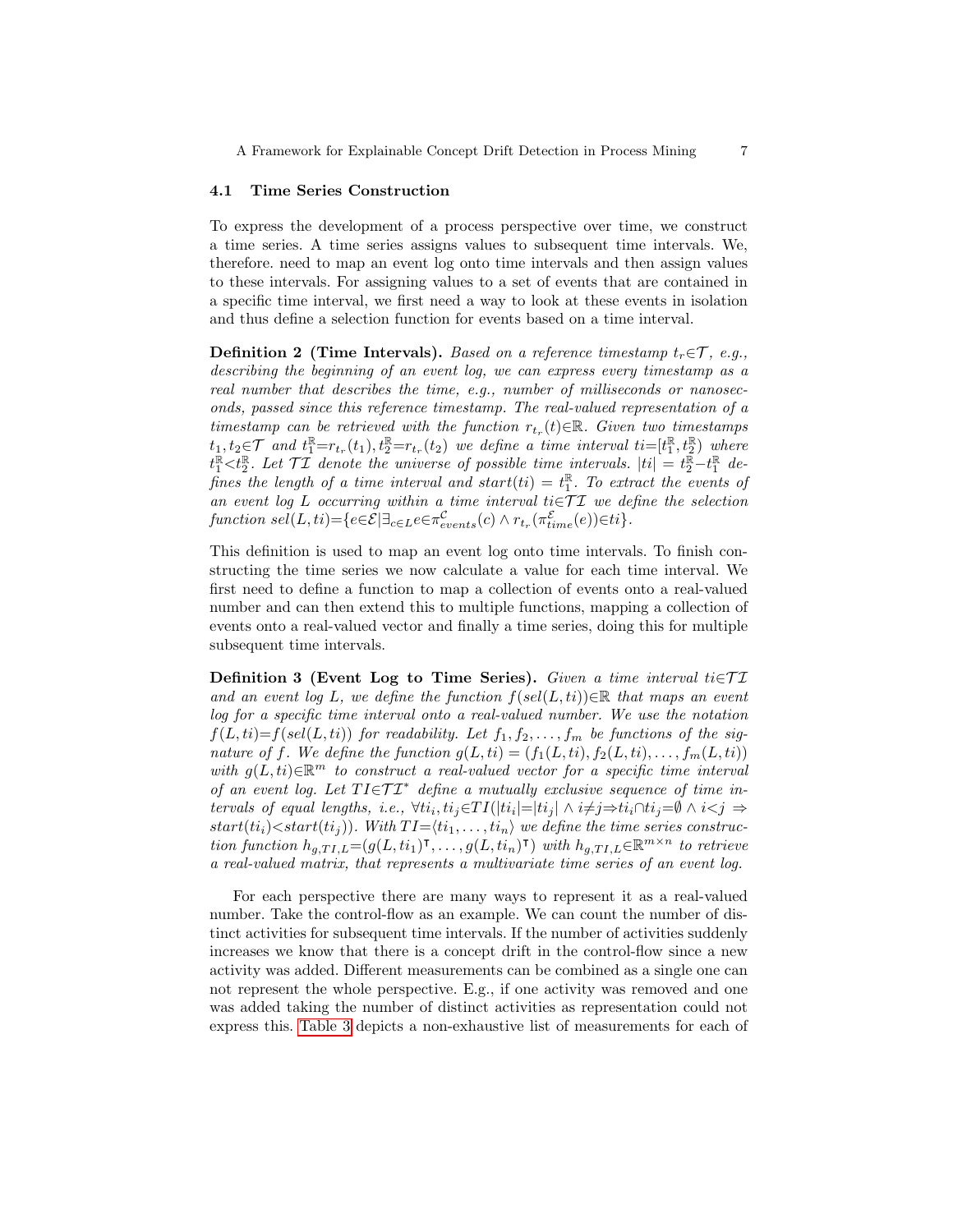### 4.1 Time Series Construction

To express the development of a process perspective over time, we construct a time series. A time series assigns values to subsequent time intervals. We, therefore. need to map an event log onto time intervals and then assign values to these intervals. For assigning values to a set of events that are contained in a specific time interval, we first need a way to look at these events in isolation and thus define a selection function for events based on a time interval.

**Definition 2 (Time Intervals).** *Based on a reference timestamp $t_r \in \mathcal{T}$, e.g., describing the beginning of an event log, we can express every timestamp as a real number that describes the time, e.g., number of milliseconds or nanoseconds, passed since this reference timestamp. The real-valued representation of a timestamp can be retrieved with the function $r_{t_r}(t) \in \mathbb{R}$. Given two timestamps $t_1, t_2 \in \mathcal{T}$ and $t_1^{\mathbb{R}} = r_{t_r}(t_1), t_2^{\mathbb{R}} = r_{t_r}(t_2)$ we define a time interval $ti = [t_1^{\mathbb{R}}, t_2^{\mathbb{R}})$ where $t_1^{\mathbb{R}} < t_2^{\mathbb{R}}$. Let $\mathcal{TI}$ denote the universe of possible time intervals. $|ti| = t_2^{\mathbb{R}} - t_1^{\mathbb{R}}$ defines the length of a time interval and $start(ti) = t_1^{\mathbb{R}}$. To extract the events of an event log $L$ occurring within a time interval $ti \in \mathcal{TI}$ we define the selection function $sel(L, ti) = \{e \in \mathcal{E} | \exists_{c \in L} e \in \pi_{events}^{\mathcal{C}}(c) \wedge r_{t_r}(\pi_{time}^{\mathcal{E}}(e)) \in ti\}$.*

This definition is used to map an event log onto time intervals. To finish constructing the time series we now calculate a value for each time interval. We first need to define a function to map a collection of events onto a real-valued number and can then extend this to multiple functions, mapping a collection of events onto a real-valued vector and finally a time series, doing this for multiple subsequent time intervals.

**Definition 3 (Event Log to Time Series).** *Given a time interval $ti \in \mathcal{TI}$ and an event log $L$, we define the function $f(sel(L, ti)) \in \mathbb{R}$ that maps an event log for a specific time interval onto a real-valued number. We use the notation $f(L, ti) = f(sel(L, ti))$ for readability. Let $f_1, f_2, \ldots, f_m$ be functions of the signature of $f$. We define the function $g(L, ti) = (f_1(L, ti), f_2(L, ti), \ldots, f_m(L, ti))$ with $g(L, ti) \in \mathbb{R}^m$ to construct a real-valued vector for a specific time interval of an event log. Let $TI \in \mathcal{TI}^*$ define a mutually exclusive sequence of time intervals of equal lengths, i.e., $\forall ti_i, ti_j \in TI (|ti_i| = |ti_j| \wedge i \neq j \Rightarrow ti_i \cap ti_j = \emptyset \wedge i < j \Rightarrow start(ti_i) < start(ti_j))$. With $TI = \langle ti_1, \ldots, ti_n \rangle$ we define the time series construction function $h_{g,TI,L} = (g(L, ti_1)^\intercal, \ldots, g(L, ti_n)^\intercal)$ with $h_{g,TI,L} \in \mathbb{R}^{m \times n}$ to retrieve a real-valued matrix, that represents a multivariate time series of an event log.*

For each perspective there are many ways to represent it as a real-valued number. Take the control-flow as an example. We can count the number of distinct activities for subsequent time intervals. If the number of activities suddenly increases we know that there is a concept drift in the control-flow since a new activity was added. Different measurements can be combined as a single one can not represent the whole perspective. E.g., if one activity was removed and one was added taking the number of distinct activities as representation could not express this. Table 3 depicts a non-exhaustive list of measurements for each of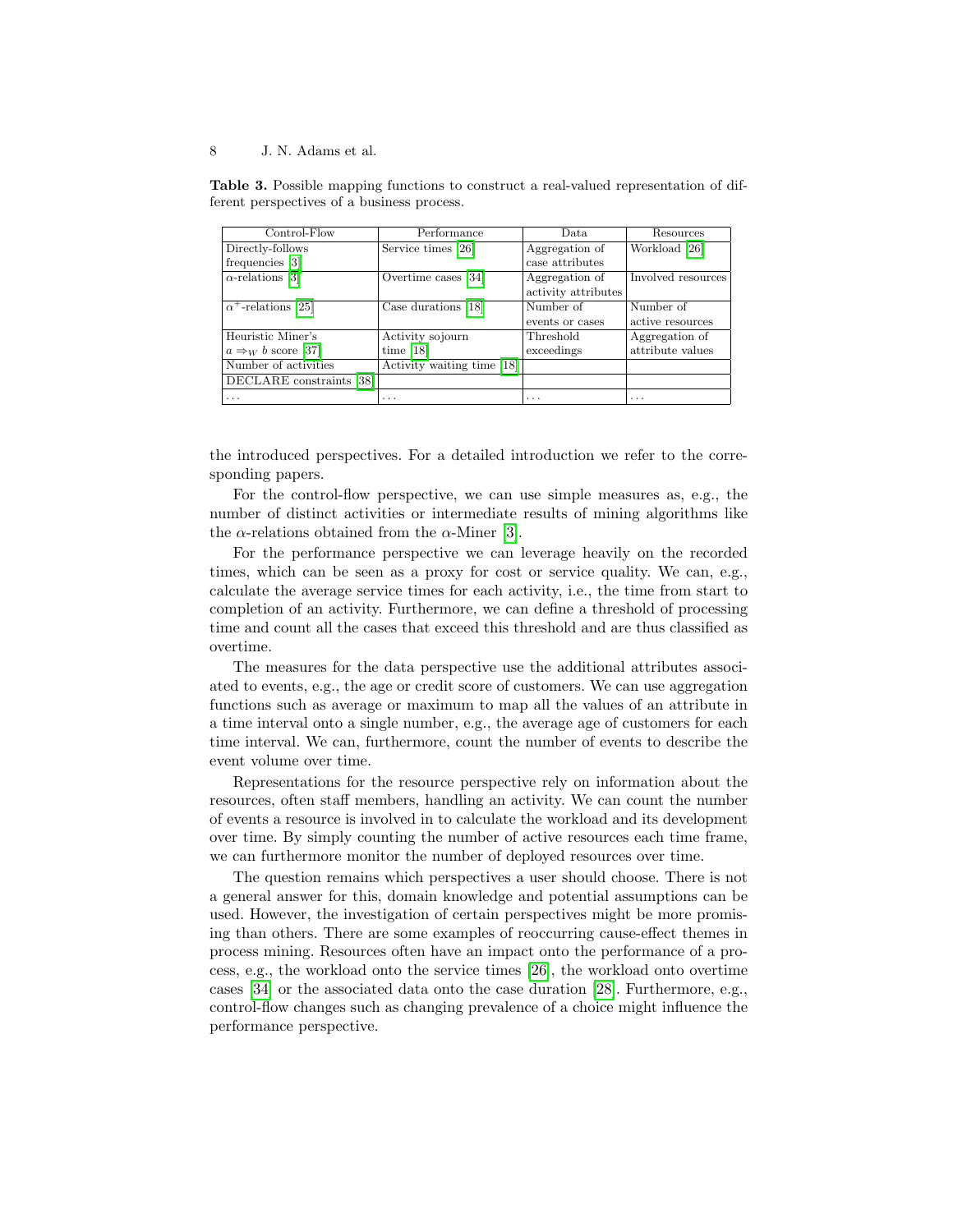**Table 3.** Possible mapping functions to construct a real-valued representation of different perspectives of a business process.

| Control-Flow | Performance | Data | Resources |
|---|---|---|---|
| Directly-follows frequencies [3] | Service times [26] | Aggregation of case attributes | Workload [26] |
| $\alpha$-relations [3] | Overtime cases [34] | Aggregation of activity attributes | Involved resources |
| $\alpha^+$-relations [25] | Case durations [18] | Number of events or cases | Number of active resources |
| Heuristic Miner's $a \Rightarrow_W b$ score [37] | Activity sojourn time [18] | Threshold exceedings | Aggregation of attribute values |
| Number of activities | Activity waiting time [18] | | |
| DECLARE constraints [38] | | | |
| ... | ... | ... | ... |

the introduced perspectives. For a detailed introduction we refer to the corresponding papers.

For the control-flow perspective, we can use simple measures as, e.g., the number of distinct activities or intermediate results of mining algorithms like the $\alpha$-relations obtained from the $\alpha$-Miner [3].

For the performance perspective we can leverage heavily on the recorded times, which can be seen as a proxy for cost or service quality. We can, e.g., calculate the average service times for each activity, i.e., the time from start to completion of an activity. Furthermore, we can define a threshold of processing time and count all the cases that exceed this threshold and are thus classified as overtime.

The measures for the data perspective use the additional attributes associated to events, e.g., the age or credit score of customers. We can use aggregation functions such as average or maximum to map all the values of an attribute in a time interval onto a single number, e.g., the average age of customers for each time interval. We can, furthermore, count the number of events to describe the event volume over time.

Representations for the resource perspective rely on information about the resources, often staff members, handling an activity. We can count the number of events a resource is involved in to calculate the workload and its development over time. By simply counting the number of active resources each time frame, we can furthermore monitor the number of deployed resources over time.

The question remains which perspectives a user should choose. There is not a general answer for this, domain knowledge and potential assumptions can be used. However, the investigation of certain perspectives might be more promising than others. There are some examples of reoccurring cause-effect themes in process mining. Resources often have an impact onto the performance of a process, e.g., the workload onto the service times [26], the workload onto overtime cases [34] or the associated data onto the case duration [28]. Furthermore, e.g., control-flow changes such as changing prevalence of a choice might influence the performance perspective.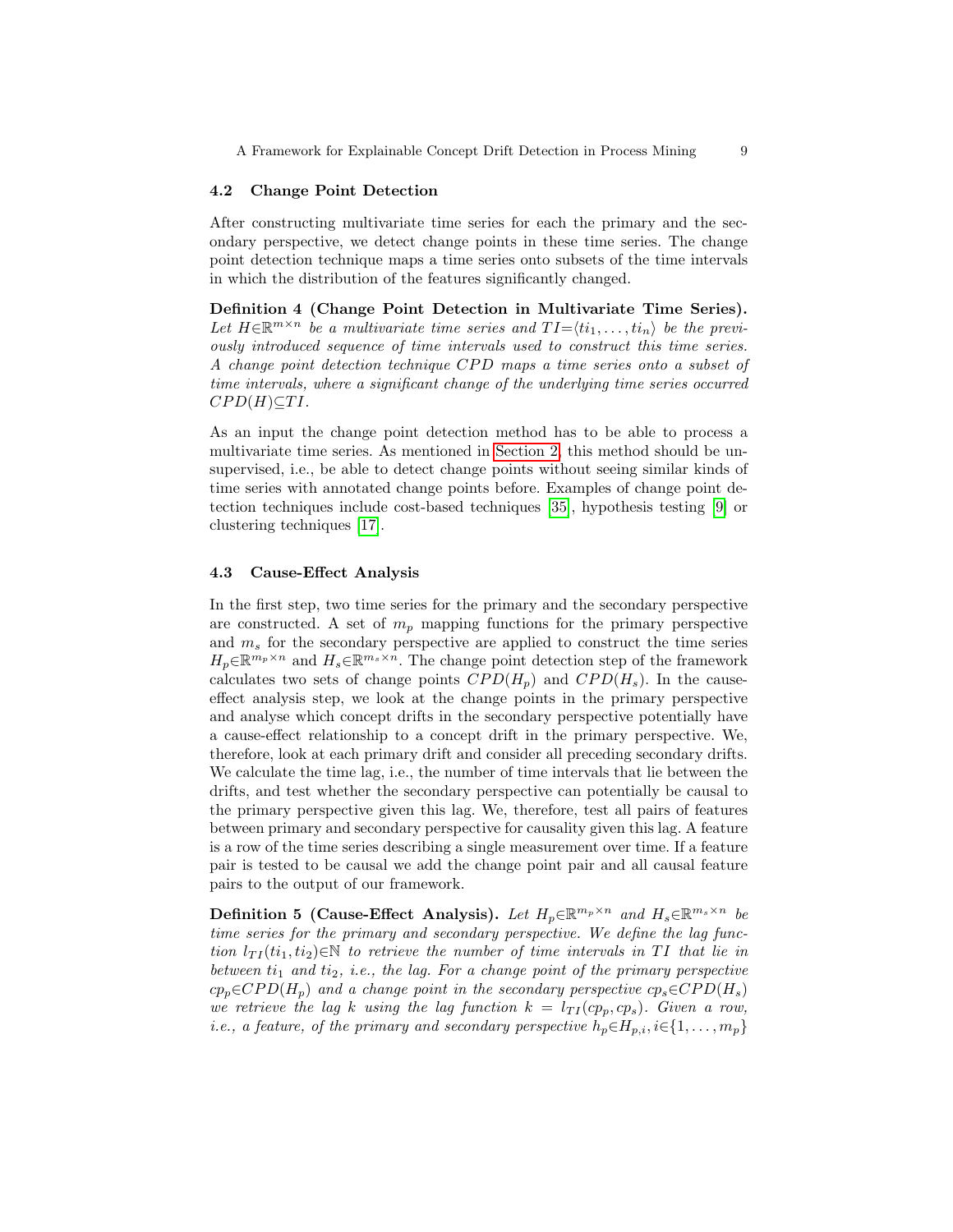### 4.2 Change Point Detection

After constructing multivariate time series for each the primary and the secondary perspective, we detect change points in these time series. The change point detection technique maps a time series onto subsets of the time intervals in which the distribution of the features significantly changed.

**Definition 4 (Change Point Detection in Multivariate Time Series).** *Let $H \in \mathbb{R}^{m \times n}$ be a multivariate time series and $TI = \langle ti_1, \ldots, ti_n \rangle$ be the previously introduced sequence of time intervals used to construct this time series. A change point detection technique $CPD$ maps a time series onto a subset of time intervals, where a significant change of the underlying time series occurred $CPD(H) \subseteq TI$.*

As an input the change point detection method has to be able to process a multivariate time series. As mentioned in Section 2, this method should be unsupervised, i.e., be able to detect change points without seeing similar kinds of time series with annotated change points before. Examples of change point detection techniques include cost-based techniques [35], hypothesis testing [9] or clustering techniques [17].

### 4.3 Cause-Effect Analysis

In the first step, two time series for the primary and the secondary perspective are constructed. A set of $m_p$ mapping functions for the primary perspective and $m_s$ for the secondary perspective are applied to construct the time series $H_p \in \mathbb{R}^{m_p \times n}$ and $H_s \in \mathbb{R}^{m_s \times n}$. The change point detection step of the framework calculates two sets of change points $CPD(H_p)$ and $CPD(H_s)$. In the cause-effect analysis step, we look at the change points in the primary perspective and analyse which concept drifts in the secondary perspective potentially have a cause-effect relationship to a concept drift in the primary perspective. We, therefore, look at each primary drift and consider all preceding secondary drifts. We calculate the time lag, i.e., the number of time intervals that lie between the drifts, and test whether the secondary perspective can potentially be causal to the primary perspective given this lag. We, therefore, test all pairs of features between primary and secondary perspective for causality given this lag. A feature is a row of the time series describing a single measurement over time. If a feature pair is tested to be causal we add the change point pair and all causal feature pairs to the output of our framework.

**Definition 5 (Cause-Effect Analysis).** *Let $H_p \in \mathbb{R}^{m_p \times n}$ and $H_s \in \mathbb{R}^{m_s \times n}$ be time series for the primary and secondary perspective. We define the lag function $l_{TI}(ti_1, ti_2) \in \mathbb{N}$ to retrieve the number of time intervals in $TI$ that lie in between $ti_1$ and $ti_2$, i.e., the lag. For a change point of the primary perspective $cp_p \in CPD(H_p)$ and a change point in the secondary perspective $cp_s \in CPD(H_s)$ we retrieve the lag $k$ using the lag function $k = l_{TI}(cp_p, cp_s)$. Given a row, i.e., a feature, of the primary and secondary perspective $h_p \in H_{p,i}, i \in \{1, \ldots, m_p\}$*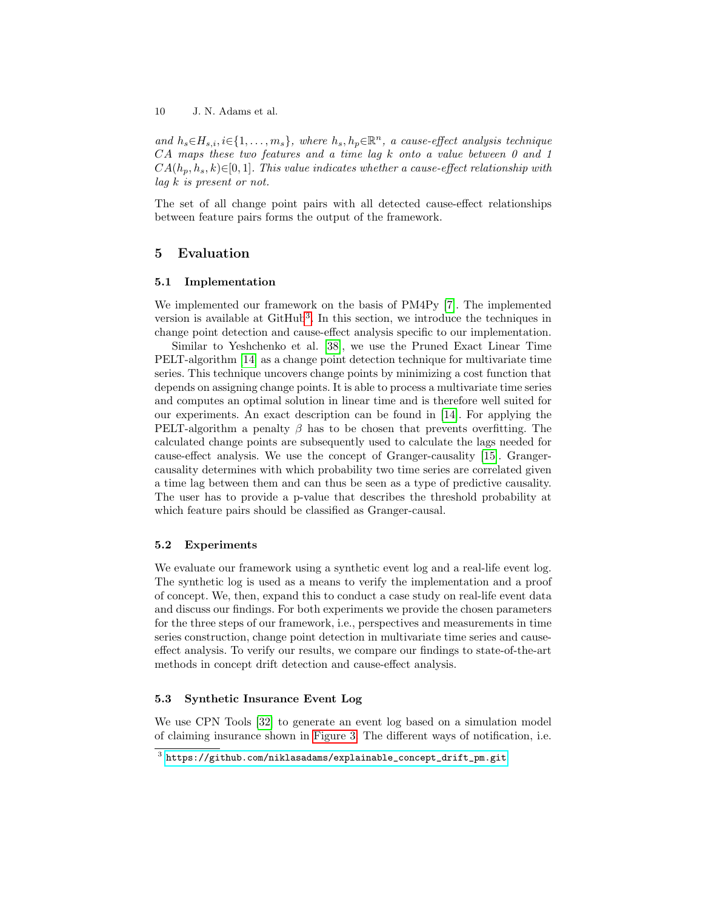*and* $h_s \in H_{s,i}, i \in \{1, \dots, m_s\}$*, where* $h_s, h_p \in \mathbb{R}^n$*, a cause-effect analysis technique* $CA$ *maps these two features and a time lag* $k$ *onto a value between 0 and 1* $CA(h_p, h_s, k) \in [0, 1]$*. This value indicates whether a cause-effect relationship with lag* $k$ *is present or not.*

The set of all change point pairs with all detected cause-effect relationships between feature pairs forms the output of the framework.

## 5 Evaluation

### 5.1 Implementation

We implemented our framework on the basis of PM4Py [7]. The implemented version is available at GitHub[3]. In this section, we introduce the techniques in change point detection and cause-effect analysis specific to our implementation.

Similar to Yeshchenko et al. [38], we use the Pruned Exact Linear Time PELT-algorithm [14] as a change point detection technique for multivariate time series. This technique uncovers change points by minimizing a cost function that depends on assigning change points. It is able to process a multivariate time series and computes an optimal solution in linear time and is therefore well suited for our experiments. An exact description can be found in [14]. For applying the PELT-algorithm a penalty $\beta$ has to be chosen that prevents overfitting. The calculated change points are subsequently used to calculate the lags needed for cause-effect analysis. We use the concept of Granger-causality [15]. Granger-causality determines with which probability two time series are correlated given a time lag between them and can thus be seen as a type of predictive causality. The user has to provide a p-value that describes the threshold probability at which feature pairs should be classified as Granger-causal.

### 5.2 Experiments

We evaluate our framework using a synthetic event log and a real-life event log. The synthetic log is used as a means to verify the implementation and a proof of concept. We, then, expand this to conduct a case study on real-life event data and discuss our findings. For both experiments we provide the chosen parameters for the three steps of our framework, i.e., perspectives and measurements in time series construction, change point detection in multivariate time series and cause-effect analysis. To verify our results, we compare our findings to state-of-the-art methods in concept drift detection and cause-effect analysis.

### 5.3 Synthetic Insurance Event Log

We use CPN Tools [32] to generate an event log based on a simulation model of claiming insurance shown in Figure 3. The different ways of notification, i.e.

[3] `https://github.com/niklasadams/explainable_concept_drift_pm.git`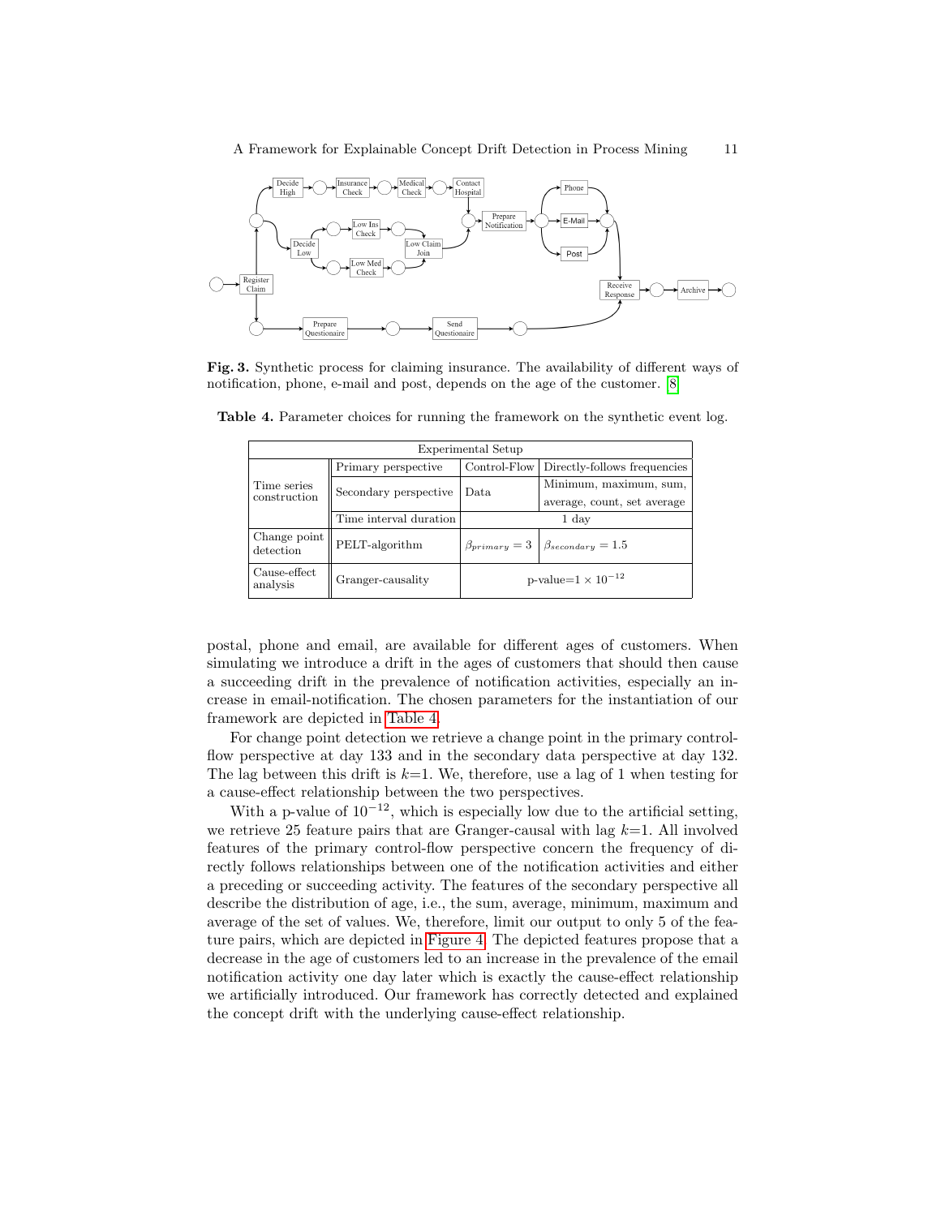**Fig. 3.** Synthetic process for claiming insurance. The availability of different ways of notification, phone, e-mail and post, depends on the age of the customer. [8]

**Table 4.** Parameter choices for running the framework on the synthetic event log.

| Experimental Setup | | | |
|---|---|---|---|
| Time series construction | Primary perspective | Control-Flow | Directly-follows frequencies |
| | Secondary perspective | Data | Minimum, maximum, sum, average, count, set average |
| | Time interval duration | 1 day | |
| Change point detection | PELT-algorithm | $\beta_{primary} = 3$ | $\beta_{secondary} = 1.5$ |
| Cause-effect analysis | Granger-causality | p-value=$1 \times 10^{-12}$ | |

postal, phone and email, are available for different ages of customers. When simulating we introduce a drift in the ages of customers that should then cause a succeeding drift in the prevalence of notification activities, especially an increase in email-notification. The chosen parameters for the instantiation of our framework are depicted in Table 4.

For change point detection we retrieve a change point in the primary control-flow perspective at day 133 and in the secondary data perspective at day 132. The lag between this drift is $k$=1. We, therefore, use a lag of 1 when testing for a cause-effect relationship between the two perspectives.

With a p-value of $10^{-12}$, which is especially low due to the artificial setting, we retrieve 25 feature pairs that are Granger-causal with lag $k$=1. All involved features of the primary control-flow perspective concern the frequency of directly follows relationships between one of the notification activities and either a preceding or succeeding activity. The features of the secondary perspective all describe the distribution of age, i.e., the sum, average, minimum, maximum and average of the set of values. We, therefore, limit our output to only 5 of the feature pairs, which are depicted in Figure 4. The depicted features propose that a decrease in the age of customers led to an increase in the prevalence of the email notification activity one day later which is exactly the cause-effect relationship we artificially introduced. Our framework has correctly detected and explained the concept drift with the underlying cause-effect relationship.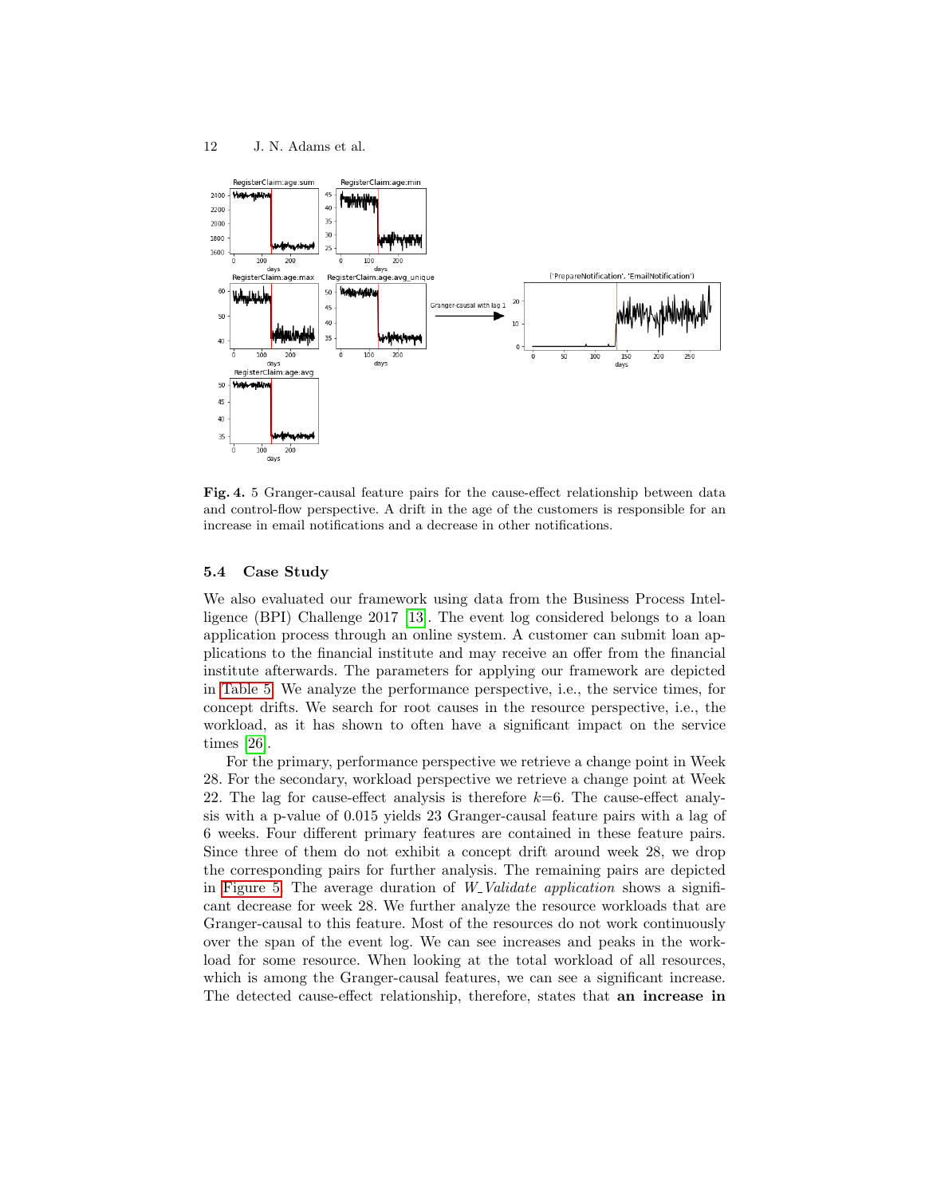**Fig. 4.** 5 Granger-causal feature pairs for the cause-effect relationship between data and control-flow perspective. A drift in the age of the customers is responsible for an increase in email notifications and a decrease in other notifications.

### 5.4 Case Study

We also evaluated our framework using data from the Business Process Intelligence (BPI) Challenge 2017 [13]. The event log considered belongs to a loan application process through an online system. A customer can submit loan applications to the financial institute and may receive an offer from the financial institute afterwards. The parameters for applying our framework are depicted in Table 5. We analyze the performance perspective, i.e., the service times, for concept drifts. We search for root causes in the resource perspective, i.e., the workload, as it has shown to often have a significant impact on the service times [26].

For the primary, performance perspective we retrieve a change point in Week 28. For the secondary, workload perspective we retrieve a change point at Week 22. The lag for cause-effect analysis is therefore $k$=6. The cause-effect analysis with a p-value of 0.015 yields 23 Granger-causal feature pairs with a lag of 6 weeks. Four different primary features are contained in these feature pairs. Since three of them do not exhibit a concept drift around week 28, we drop the corresponding pairs for further analysis. The remaining pairs are depicted in Figure 5. The average duration of *W_Validate application* shows a significant decrease for week 28. We further analyze the resource workloads that are Granger-causal to this feature. Most of the resources do not work continuously over the span of the event log. We can see increases and peaks in the workload for some resource. When looking at the total workload of all resources, which is among the Granger-causal features, we can see a significant increase. The detected cause-effect relationship, therefore, states that **an increase in**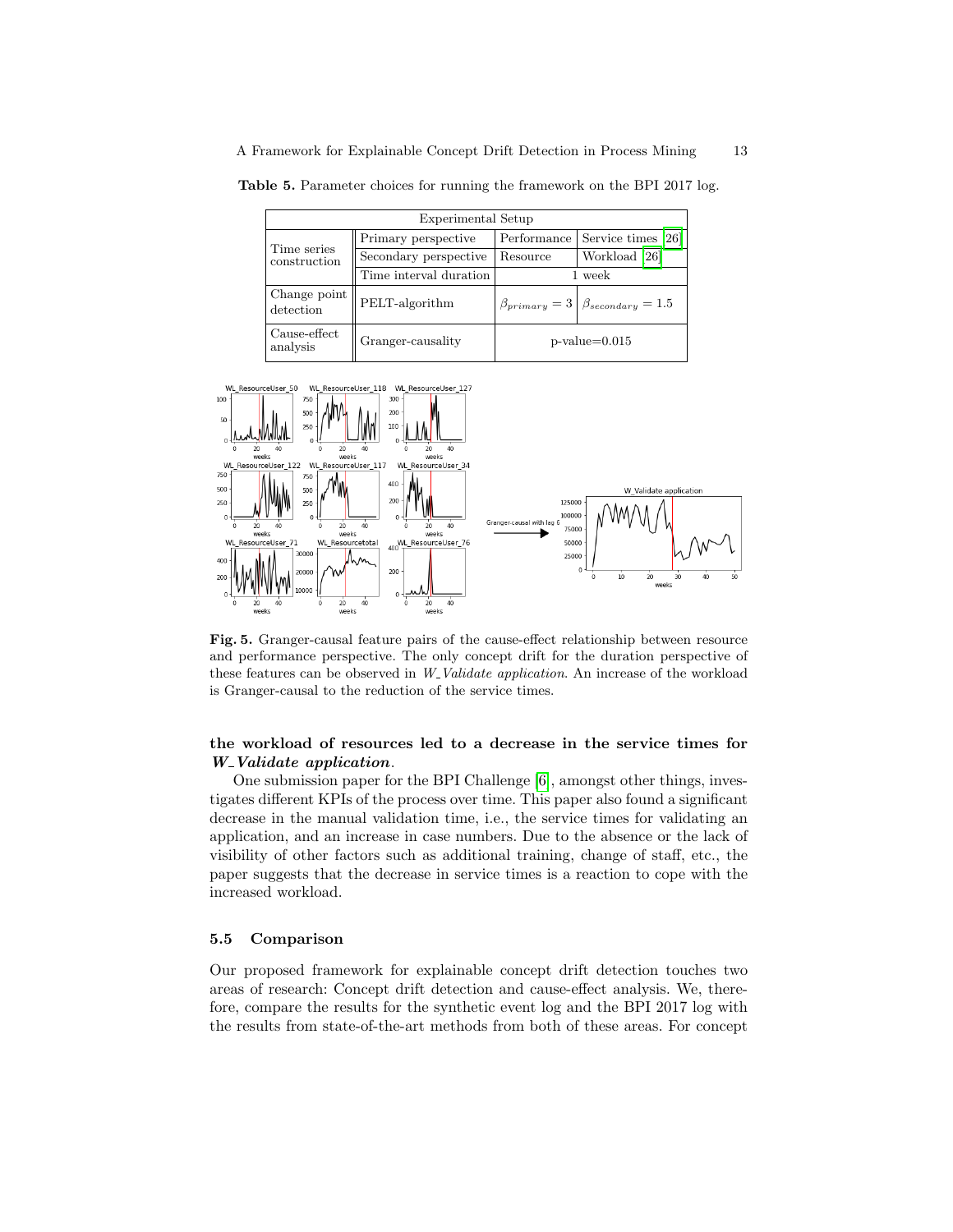**Table 5.** Parameter choices for running the framework on the BPI 2017 log.

| Experimental Setup | | | |
|---|---|---|---|
| Time series construction | Primary perspective | Performance | Service times [26] |
| | Secondary perspective | Resource | Workload [26] |
| | Time interval duration | 1 week | |
| Change point detection | PELT-algorithm | $\beta_{primary} = 3$ | $\beta_{secondary} = 1.5$ |
| Cause-effect analysis | Granger-causality | p-value=0.015 | |

**Fig. 5.** Granger-causal feature pairs of the cause-effect relationship between resource and performance perspective. The only concept drift for the duration perspective of these features can be observed in *W_Validate application*. An increase of the workload is Granger-causal to the reduction of the service times.

**the workload of resources led to a decrease in the service times for *W_Validate application*.**

One submission paper for the BPI Challenge [6], amongst other things, investigates different KPIs of the process over time. This paper also found a significant decrease in the manual validation time, i.e., the service times for validating an application, and an increase in case numbers. Due to the absence or the lack of visibility of other factors such as additional training, change of staff, etc., the paper suggests that the decrease in service times is a reaction to cope with the increased workload.

### 5.5 Comparison

Our proposed framework for explainable concept drift detection touches two areas of research: Concept drift detection and cause-effect analysis. We, therefore, compare the results for the synthetic event log and the BPI 2017 log with the results from state-of-the-art methods from both of these areas. For concept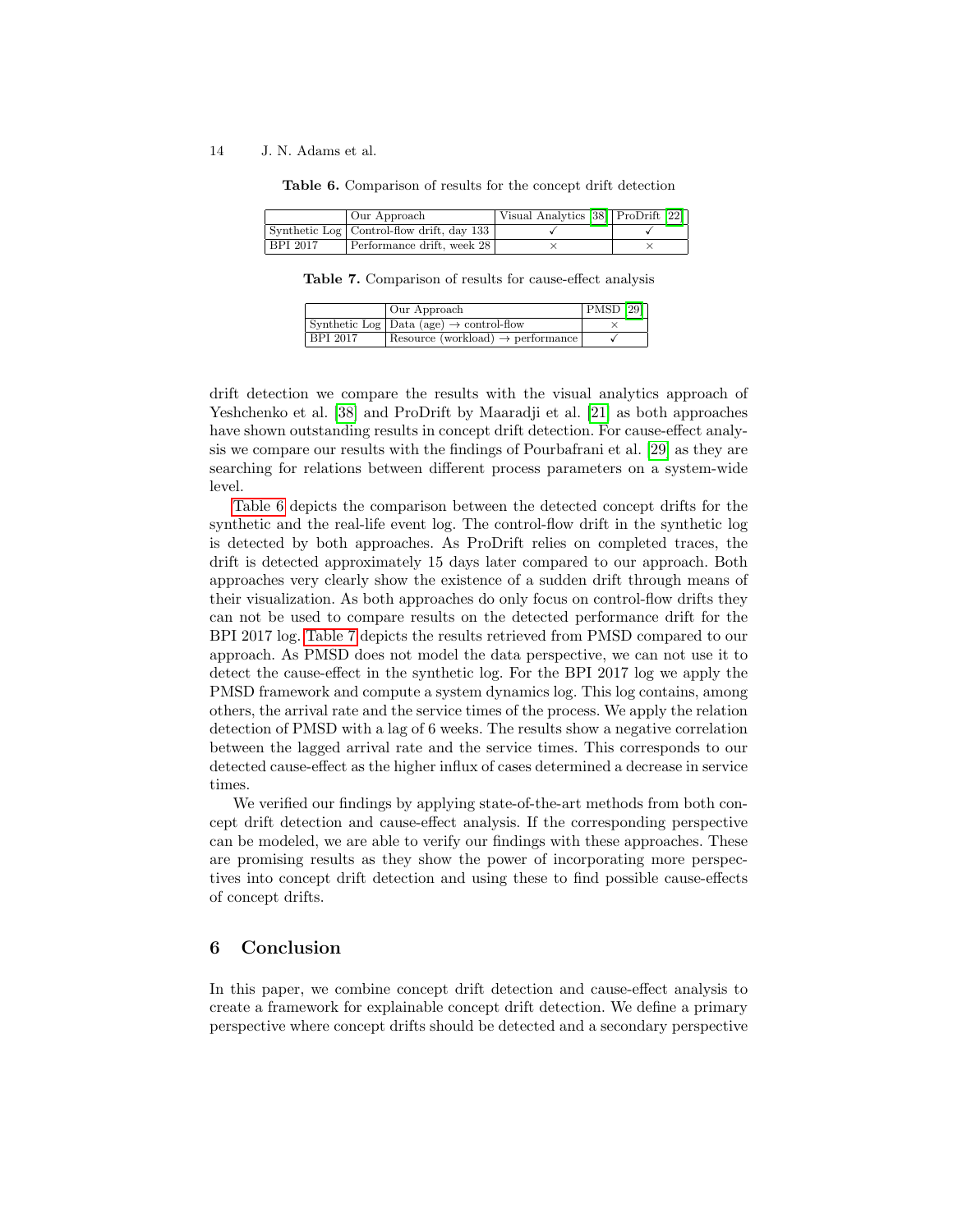**Table 6.** Comparison of results for the concept drift detection

| | Our Approach | Visual Analytics [38] | ProDrift [22] |
|---|---|---|---|
| Synthetic Log | Control-flow drift, day 133 | ✓ | ✓ |
| BPI 2017 | Performance drift, week 28 | × | × |

**Table 7.** Comparison of results for cause-effect analysis

| | Our Approach | PMSD [29] |
|---|---|---|
| Synthetic Log | Data (age) → control-flow | × |
| BPI 2017 | Resource (workload) → performance | ✓ |

drift detection we compare the results with the visual analytics approach of Yeshchenko et al. [38] and ProDrift by Maaradji et al. [21] as both approaches have shown outstanding results in concept drift detection. For cause-effect analysis we compare our results with the findings of Pourbafrani et al. [29] as they are searching for relations between different process parameters on a system-wide level.

Table 6 depicts the comparison between the detected concept drifts for the synthetic and the real-life event log. The control-flow drift in the synthetic log is detected by both approaches. As ProDrift relies on completed traces, the drift is detected approximately 15 days later compared to our approach. Both approaches very clearly show the existence of a sudden drift through means of their visualization. As both approaches do only focus on control-flow drifts they can not be used to compare results on the detected performance drift for the BPI 2017 log. Table 7 depicts the results retrieved from PMSD compared to our approach. As PMSD does not model the data perspective, we can not use it to detect the cause-effect in the synthetic log. For the BPI 2017 log we apply the PMSD framework and compute a system dynamics log. This log contains, among others, the arrival rate and the service times of the process. We apply the relation detection of PMSD with a lag of 6 weeks. The results show a negative correlation between the lagged arrival rate and the service times. This corresponds to our detected cause-effect as the higher influx of cases determined a decrease in service times.

We verified our findings by applying state-of-the-art methods from both concept drift detection and cause-effect analysis. If the corresponding perspective can be modeled, we are able to verify our findings with these approaches. These are promising results as they show the power of incorporating more perspectives into concept drift detection and using these to find possible cause-effects of concept drifts.

## 6 Conclusion

In this paper, we combine concept drift detection and cause-effect analysis to create a framework for explainable concept drift detection. We define a primary perspective where concept drifts should be detected and a secondary perspective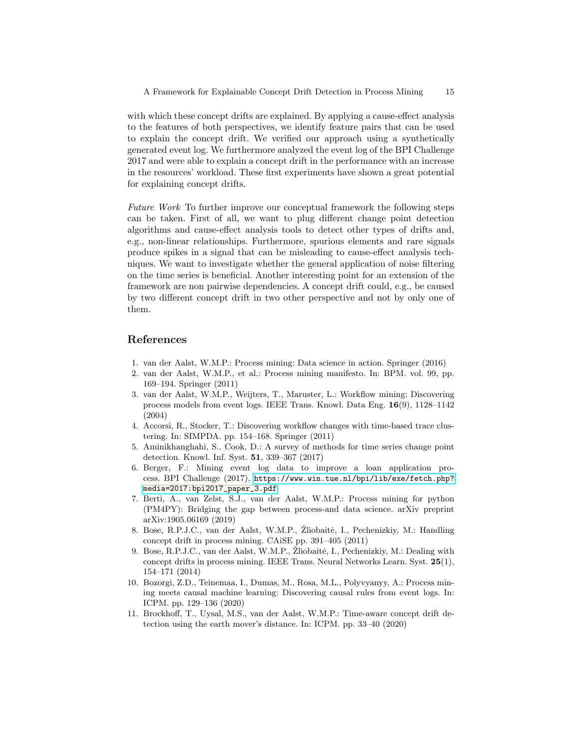with which these concept drifts are explained. By applying a cause-effect analysis to the features of both perspectives, we identify feature pairs that can be used to explain the concept drift. We verified our approach using a synthetically generated event log. We furthermore analyzed the event log of the BPI Challenge 2017 and were able to explain a concept drift in the performance with an increase in the resources' workload. These first experiments have shown a great potential for explaining concept drifts.

*Future Work* To further improve our conceptual framework the following steps can be taken. First of all, we want to plug different change point detection algorithms and cause-effect analysis tools to detect other types of drifts and, e.g., non-linear relationships. Furthermore, spurious elements and rare signals produce spikes in a signal that can be misleading to cause-effect analysis techniques. We want to investigate whether the general application of noise filtering on the time series is beneficial. Another interesting point for an extension of the framework are non pairwise dependencies. A concept drift could, e.g., be caused by two different concept drift in two other perspective and not by only one of them.

## References

1. van der Aalst, W.M.P.: Process mining: Data science in action. Springer (2016)
2. van der Aalst, W.M.P., et al.: Process mining manifesto. In: BPM. vol. 99, pp. 169–194. Springer (2011)
3. van der Aalst, W.M.P., Weijters, T., Maruster, L.: Workflow mining: Discovering process models from event logs. IEEE Trans. Knowl. Data Eng. **16**(9), 1128–1142 (2004)
4. Accorsi, R., Stocker, T.: Discovering workflow changes with time-based trace clustering. In: SIMPDA. pp. 154–168. Springer (2011)
5. Aminikhanghahi, S., Cook, D.: A survey of methods for time series change point detection. Knowl. Inf. Syst. **51**, 339–367 (2017)
6. Berger, F.: Mining event log data to improve a loan application process. BPI Challenge (2017), https://www.win.tue.nl/bpi/lib/exe/fetch.php?media=2017:bpi2017_paper_3.pdf
7. Berti, A., van Zelst, S.J., van der Aalst, W.M.P.: Process mining for python (PM4PY): Bridging the gap between process-and data science. arXiv preprint arXiv:1905.06169 (2019)
8. Bose, R.P.J.C., van der Aalst, W.M.P., Žliobaitė, I., Pechenizkiy, M.: Handling concept drift in process mining. CAiSE pp. 391–405 (2011)
9. Bose, R.P.J.C., van der Aalst, W.M.P., Žliobaitė, I., Pechenizkiy, M.: Dealing with concept drifts in process mining. IEEE Trans. Neural Networks Learn. Syst. **25**(1), 154–171 (2014)
10. Bozorgi, Z.D., Teinemaa, I., Dumas, M., Rosa, M.L., Polyvyanyy, A.: Process mining meets causal machine learning: Discovering causal rules from event logs. In: ICPM. pp. 129–136 (2020)
11. Brockhoff, T., Uysal, M.S., van der Aalst, W.M.P.: Time-aware concept drift detection using the earth mover's distance. In: ICPM. pp. 33–40 (2020)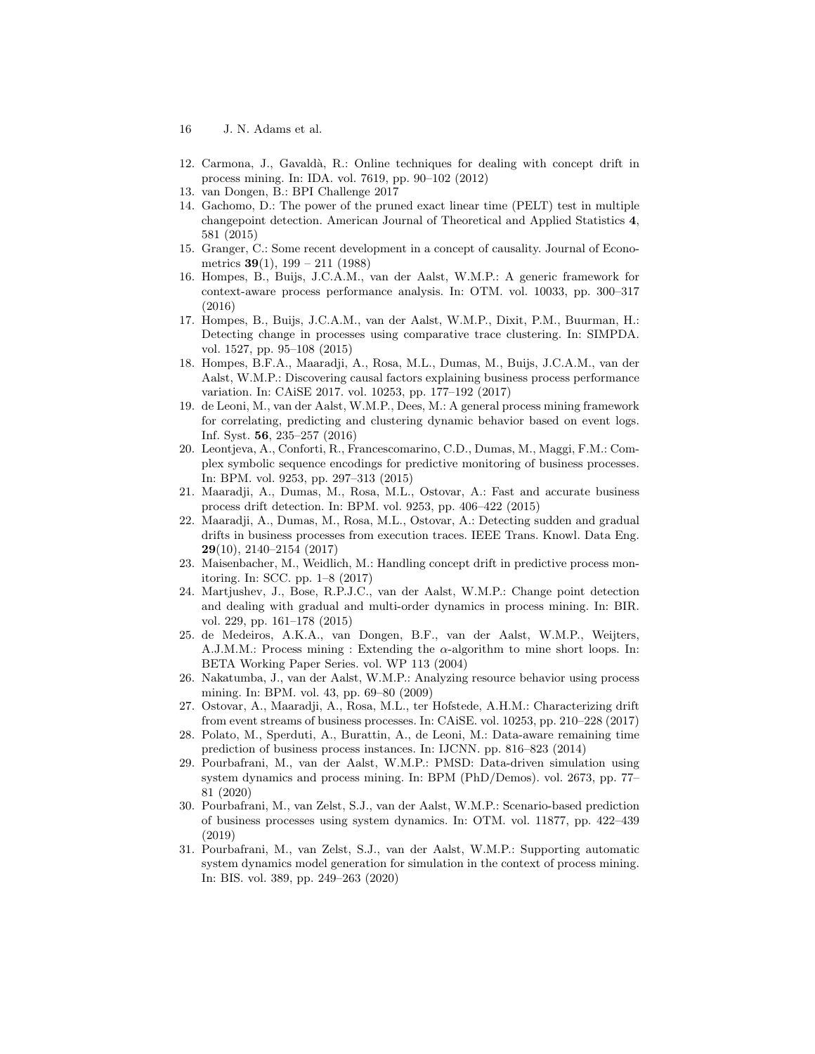12. Carmona, J., Gavaldà, R.: Online techniques for dealing with concept drift in process mining. In: IDA. vol. 7619, pp. 90–102 (2012)
13. van Dongen, B.: BPI Challenge 2017
14. Gachomo, D.: The power of the pruned exact linear time (PELT) test in multiple changepoint detection. American Journal of Theoretical and Applied Statistics **4**, 581 (2015)
15. Granger, C.: Some recent development in a concept of causality. Journal of Econometrics **39**(1), 199 – 211 (1988)
16. Hompes, B., Buijs, J.C.A.M., van der Aalst, W.M.P.: A generic framework for context-aware process performance analysis. In: OTM. vol. 10033, pp. 300–317 (2016)
17. Hompes, B., Buijs, J.C.A.M., van der Aalst, W.M.P., Dixit, P.M., Buurman, H.: Detecting change in processes using comparative trace clustering. In: SIMPDA. vol. 1527, pp. 95–108 (2015)
18. Hompes, B.F.A., Maaradji, A., Rosa, M.L., Dumas, M., Buijs, J.C.A.M., van der Aalst, W.M.P.: Discovering causal factors explaining business process performance variation. In: CAiSE 2017. vol. 10253, pp. 177–192 (2017)
19. de Leoni, M., van der Aalst, W.M.P., Dees, M.: A general process mining framework for correlating, predicting and clustering dynamic behavior based on event logs. Inf. Syst. **56**, 235–257 (2016)
20. Leontjeva, A., Conforti, R., Francescomarino, C.D., Dumas, M., Maggi, F.M.: Complex symbolic sequence encodings for predictive monitoring of business processes. In: BPM. vol. 9253, pp. 297–313 (2015)
21. Maaradji, A., Dumas, M., Rosa, M.L., Ostovar, A.: Fast and accurate business process drift detection. In: BPM. vol. 9253, pp. 406–422 (2015)
22. Maaradji, A., Dumas, M., Rosa, M.L., Ostovar, A.: Detecting sudden and gradual drifts in business processes from execution traces. IEEE Trans. Knowl. Data Eng. **29**(10), 2140–2154 (2017)
23. Maisenbacher, M., Weidlich, M.: Handling concept drift in predictive process monitoring. In: SCC. pp. 1–8 (2017)
24. Martjushev, J., Bose, R.P.J.C., van der Aalst, W.M.P.: Change point detection and dealing with gradual and multi-order dynamics in process mining. In: BIR. vol. 229, pp. 161–178 (2015)
25. de Medeiros, A.K.A., van Dongen, B.F., van der Aalst, W.M.P., Weijters, A.J.M.M.: Process mining : Extending the $\alpha$-algorithm to mine short loops. In: BETA Working Paper Series. vol. WP 113 (2004)
26. Nakatumba, J., van der Aalst, W.M.P.: Analyzing resource behavior using process mining. In: BPM. vol. 43, pp. 69–80 (2009)
27. Ostovar, A., Maaradji, A., Rosa, M.L., ter Hofstede, A.H.M.: Characterizing drift from event streams of business processes. In: CAiSE. vol. 10253, pp. 210–228 (2017)
28. Polato, M., Sperduti, A., Burattin, A., de Leoni, M.: Data-aware remaining time prediction of business process instances. In: IJCNN. pp. 816–823 (2014)
29. Pourbafrani, M., van der Aalst, W.M.P.: PMSD: Data-driven simulation using system dynamics and process mining. In: BPM (PhD/Demos). vol. 2673, pp. 77–81 (2020)
30. Pourbafrani, M., van Zelst, S.J., van der Aalst, W.M.P.: Scenario-based prediction of business processes using system dynamics. In: OTM. vol. 11877, pp. 422–439 (2019)
31. Pourbafrani, M., van Zelst, S.J., van der Aalst, W.M.P.: Supporting automatic system dynamics model generation for simulation in the context of process mining. In: BIS. vol. 389, pp. 249–263 (2020)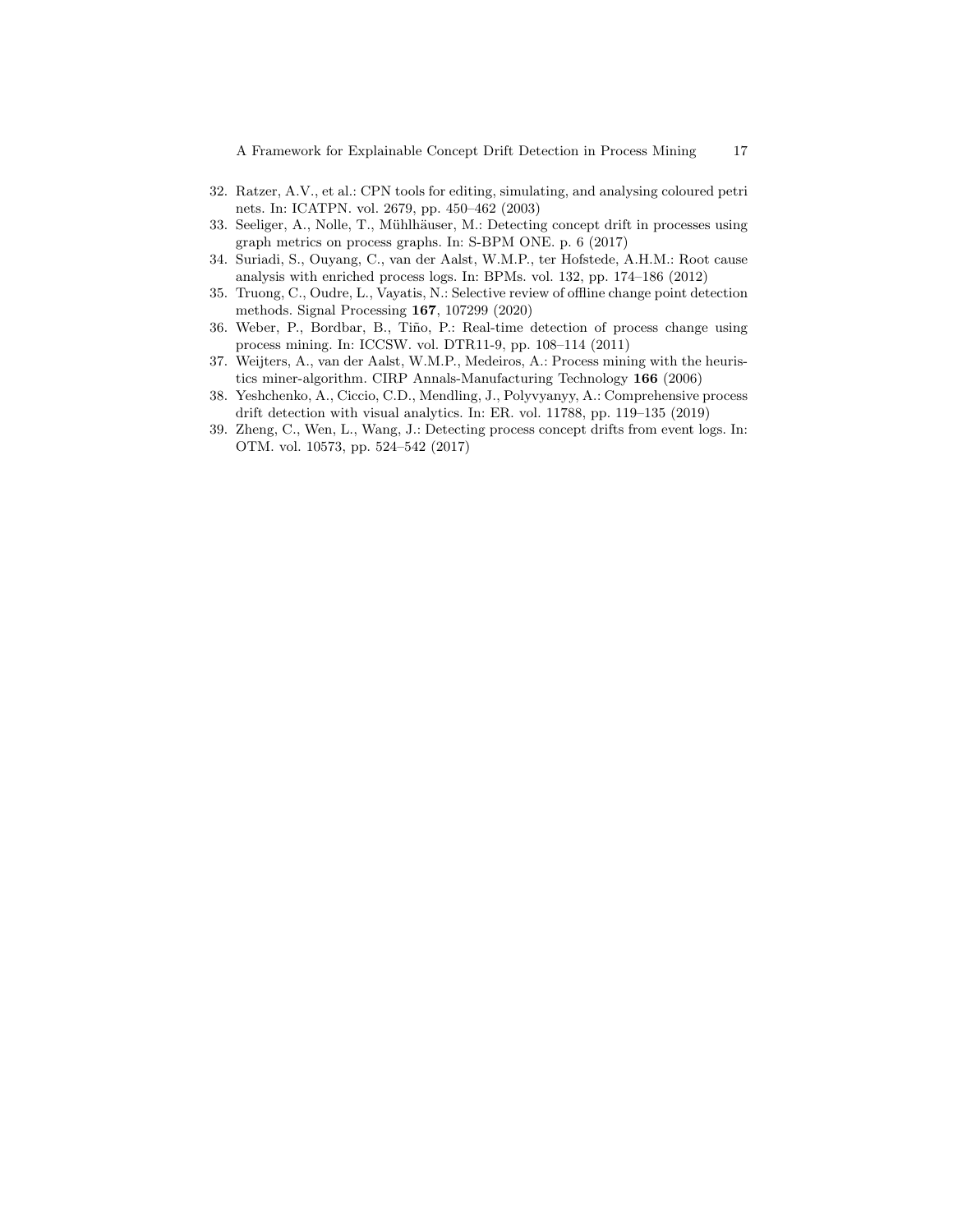32. Ratzer, A.V., et al.: CPN tools for editing, simulating, and analysing coloured petri nets. In: ICATPN. vol. 2679, pp. 450–462 (2003)
33. Seeliger, A., Nolle, T., Mühlhäuser, M.: Detecting concept drift in processes using graph metrics on process graphs. In: S-BPM ONE. p. 6 (2017)
34. Suriadi, S., Ouyang, C., van der Aalst, W.M.P., ter Hofstede, A.H.M.: Root cause analysis with enriched process logs. In: BPMs. vol. 132, pp. 174–186 (2012)
35. Truong, C., Oudre, L., Vayatis, N.: Selective review of offline change point detection methods. Signal Processing **167**, 107299 (2020)
36. Weber, P., Bordbar, B., Tiño, P.: Real-time detection of process change using process mining. In: ICCSW. vol. DTR11-9, pp. 108–114 (2011)
37. Weijters, A., van der Aalst, W.M.P., Medeiros, A.: Process mining with the heuristics miner-algorithm. CIRP Annals-Manufacturing Technology **166** (2006)
38. Yeshchenko, A., Ciccio, C.D., Mendling, J., Polyvyanyy, A.: Comprehensive process drift detection with visual analytics. In: ER. vol. 11788, pp. 119–135 (2019)
39. Zheng, C., Wen, L., Wang, J.: Detecting process concept drifts from event logs. In: OTM. vol. 10573, pp. 524–542 (2017)